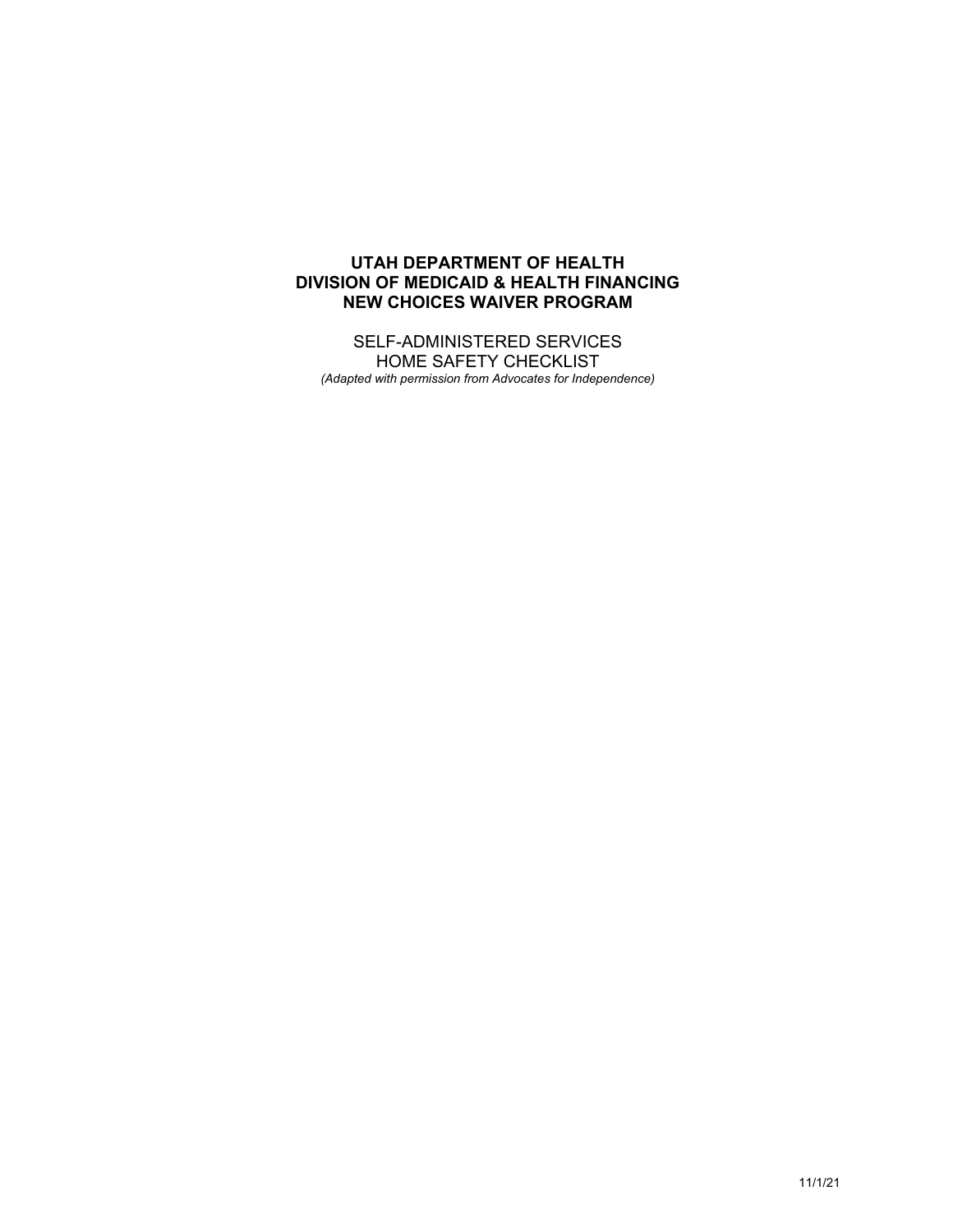# UTAH DEPARTMENT OF HEALTH
# DIVISION OF MEDICAID & HEALTH FINANCING
# NEW CHOICES WAIVER PROGRAM

SELF-ADMINISTERED SERVICES
HOME SAFETY CHECKLIST

*(Adapted with permission from Advocates for Independence)*

11/1/21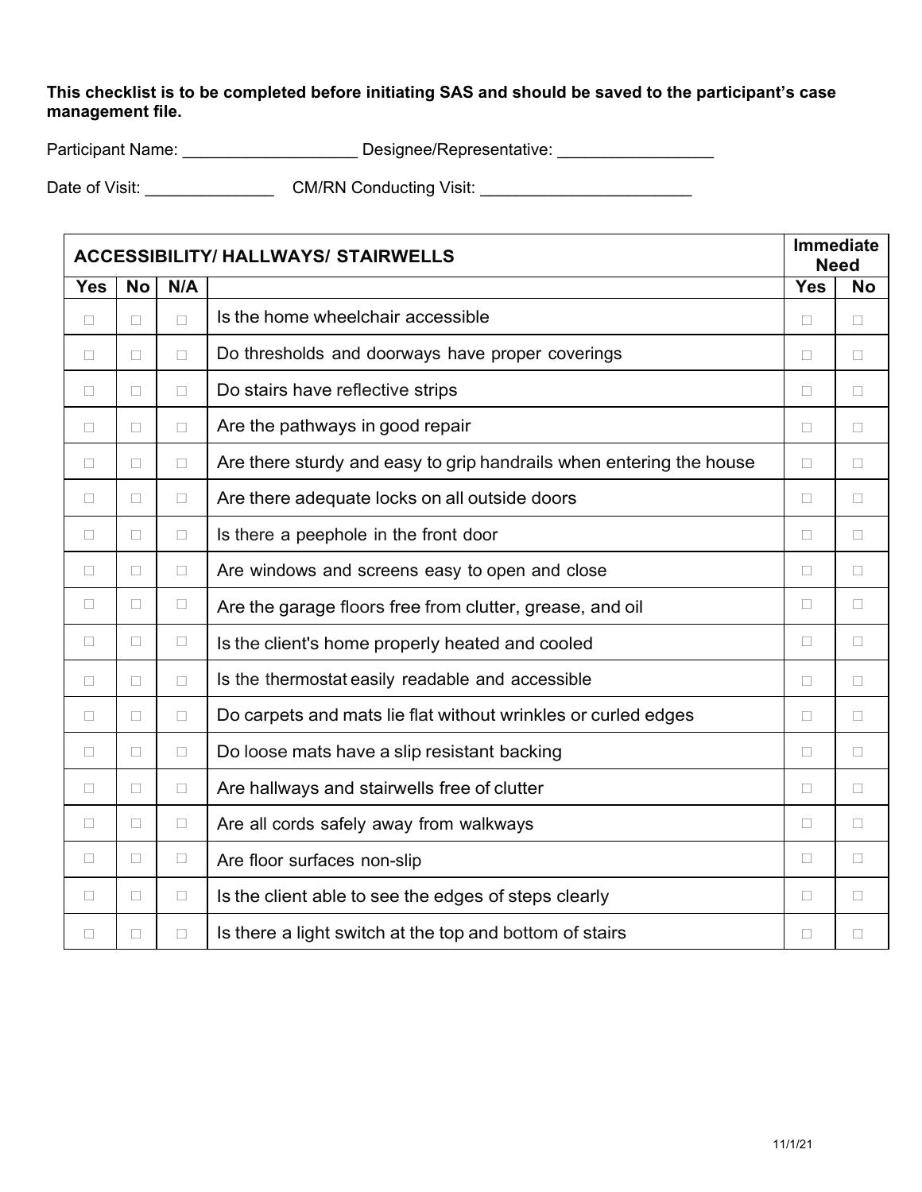**This checklist is to be completed before initiating SAS and should be saved to the participant's case management file.**

Participant Name: ___________________ Designee/Representative: _________________

Date of Visit: ______________ CM/RN Conducting Visit: ________________________

| **ACCESSIBILITY/ HALLWAYS/ STAIRWELLS** | | | | **Immediate Need** | |
|---|---|---|---|---|---|
| **Yes** | **No** | **N/A** | | **Yes** | **No** |
| ☐ | ☐ | ☐ | Is the home wheelchair accessible | ☐ | ☐ |
| ☐ | ☐ | ☐ | Do thresholds and doorways have proper coverings | ☐ | ☐ |
| ☐ | ☐ | ☐ | Do stairs have reflective strips | ☐ | ☐ |
| ☐ | ☐ | ☐ | Are the pathways in good repair | ☐ | ☐ |
| ☐ | ☐ | ☐ | Are there sturdy and easy to grip handrails when entering the house | ☐ | ☐ |
| ☐ | ☐ | ☐ | Are there adequate locks on all outside doors | ☐ | ☐ |
| ☐ | ☐ | ☐ | Is there a peephole in the front door | ☐ | ☐ |
| ☐ | ☐ | ☐ | Are windows and screens easy to open and close | ☐ | ☐ |
| ☐ | ☐ | ☐ | Are the garage floors free from clutter, grease, and oil | ☐ | ☐ |
| ☐ | ☐ | ☐ | Is the client's home properly heated and cooled | ☐ | ☐ |
| ☐ | ☐ | ☐ | Is the thermostat easily readable and accessible | ☐ | ☐ |
| ☐ | ☐ | ☐ | Do carpets and mats lie flat without wrinkles or curled edges | ☐ | ☐ |
| ☐ | ☐ | ☐ | Do loose mats have a slip resistant backing | ☐ | ☐ |
| ☐ | ☐ | ☐ | Are hallways and stairwells free of clutter | ☐ | ☐ |
| ☐ | ☐ | ☐ | Are all cords safely away from walkways | ☐ | ☐ |
| ☐ | ☐ | ☐ | Are floor surfaces non-slip | ☐ | ☐ |
| ☐ | ☐ | ☐ | Is the client able to see the edges of steps clearly | ☐ | ☐ |
| ☐ | ☐ | ☐ | Is there a light switch at the top and bottom of stairs | ☐ | ☐ |

11/1/21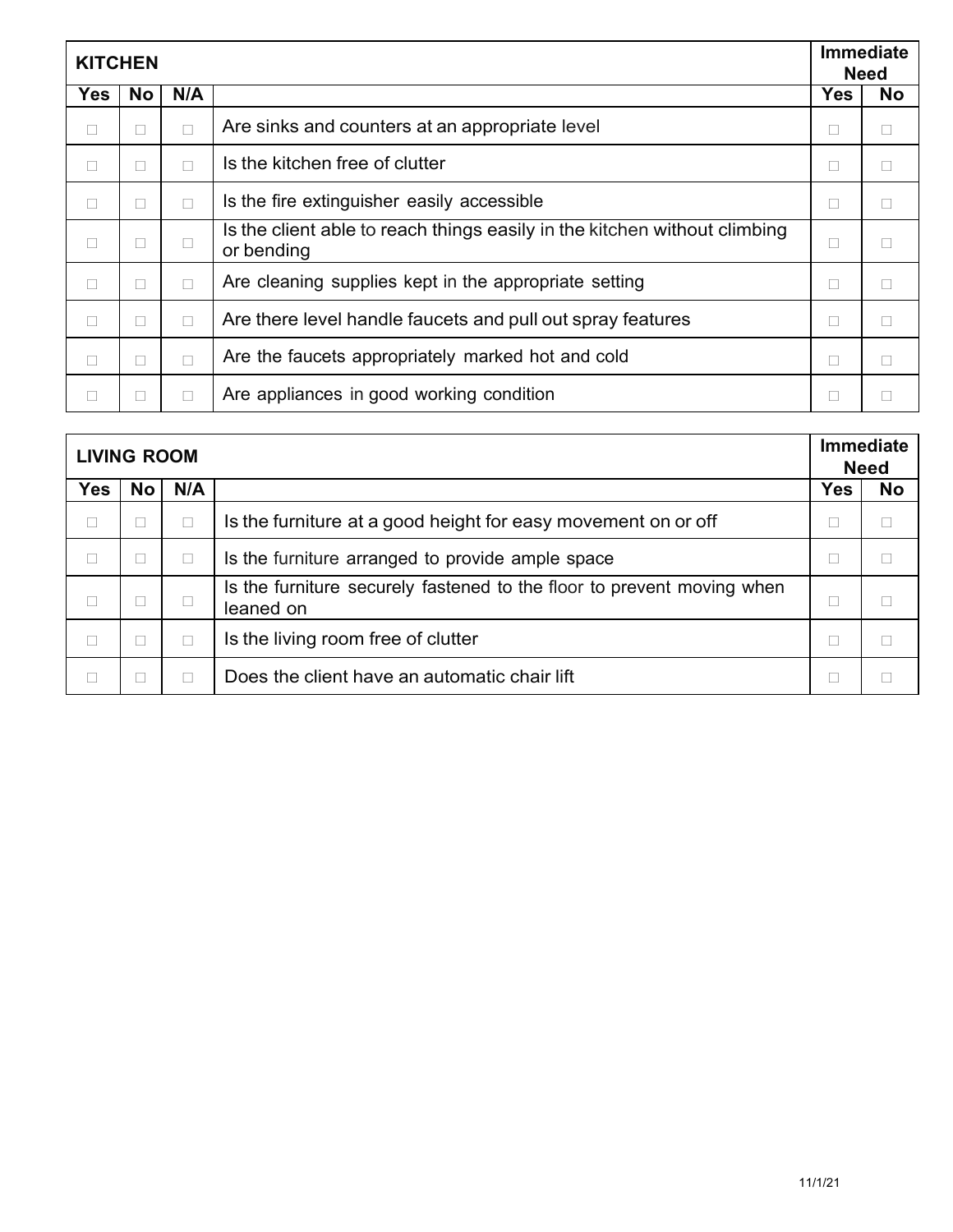| KITCHEN | | | | Immediate Need | |
|---|---|---|---|---|---|
| Yes | No | N/A | | Yes | No |
| ☐ | ☐ | ☐ | Are sinks and counters at an appropriate level | ☐ | ☐ |
| ☐ | ☐ | ☐ | Is the kitchen free of clutter | ☐ | ☐ |
| ☐ | ☐ | ☐ | Is the fire extinguisher easily accessible | ☐ | ☐ |
| ☐ | ☐ | ☐ | Is the client able to reach things easily in the kitchen without climbing or bending | ☐ | ☐ |
| ☐ | ☐ | ☐ | Are cleaning supplies kept in the appropriate setting | ☐ | ☐ |
| ☐ | ☐ | ☐ | Are there level handle faucets and pull out spray features | ☐ | ☐ |
| ☐ | ☐ | ☐ | Are the faucets appropriately marked hot and cold | ☐ | ☐ |
| ☐ | ☐ | ☐ | Are appliances in good working condition | ☐ | ☐ |

| LIVING ROOM | | | | Immediate Need | |
|---|---|---|---|---|---|
| Yes | No | N/A | | Yes | No |
| ☐ | ☐ | ☐ | Is the furniture at a good height for easy movement on or off | ☐ | ☐ |
| ☐ | ☐ | ☐ | Is the furniture arranged to provide ample space | ☐ | ☐ |
| ☐ | ☐ | ☐ | Is the furniture securely fastened to the floor to prevent moving when leaned on | ☐ | ☐ |
| ☐ | ☐ | ☐ | Is the living room free of clutter | ☐ | ☐ |
| ☐ | ☐ | ☐ | Does the client have an automatic chair lift | ☐ | ☐ |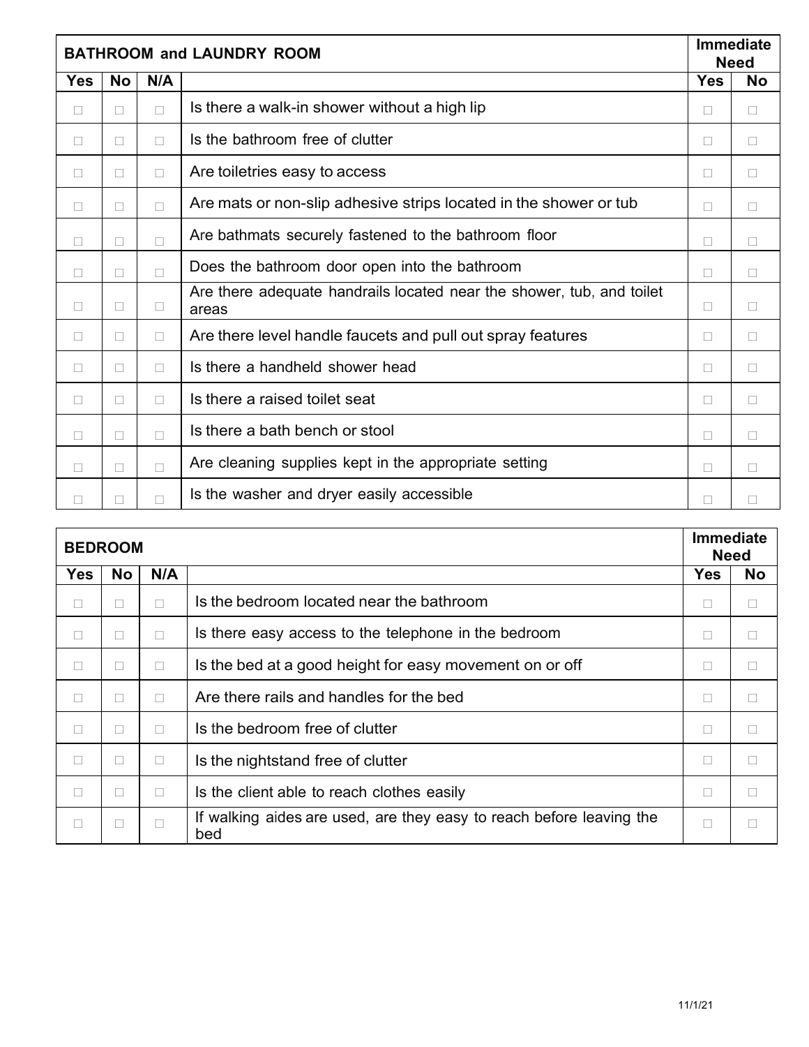| Yes | No | N/A | BATHROOM and LAUNDRY ROOM | Immediate Need Yes | Immediate Need No |
|---|---|---|---|---|---|
| ☐ | ☐ | ☐ | Is there a walk-in shower without a high lip | ☐ | ☐ |
| ☐ | ☐ | ☐ | Is the bathroom free of clutter | ☐ | ☐ |
| ☐ | ☐ | ☐ | Are toiletries easy to access | ☐ | ☐ |
| ☐ | ☐ | ☐ | Are mats or non-slip adhesive strips located in the shower or tub | ☐ | ☐ |
| ☐ | ☐ | ☐ | Are bathmats securely fastened to the bathroom floor | ☐ | ☐ |
| ☐ | ☐ | ☐ | Does the bathroom door open into the bathroom | ☐ | ☐ |
| ☐ | ☐ | ☐ | Are there adequate handrails located near the shower, tub, and toilet areas | ☐ | ☐ |
| ☐ | ☐ | ☐ | Are there level handle faucets and pull out spray features | ☐ | ☐ |
| ☐ | ☐ | ☐ | Is there a handheld shower head | ☐ | ☐ |
| ☐ | ☐ | ☐ | Is there a raised toilet seat | ☐ | ☐ |
| ☐ | ☐ | ☐ | Is there a bath bench or stool | ☐ | ☐ |
| ☐ | ☐ | ☐ | Are cleaning supplies kept in the appropriate setting | ☐ | ☐ |
| ☐ | ☐ | ☐ | Is the washer and dryer easily accessible | ☐ | ☐ |

| Yes | No | N/A | BEDROOM | Immediate Need Yes | Immediate Need No |
|---|---|---|---|---|---|
| ☐ | ☐ | ☐ | Is the bedroom located near the bathroom | ☐ | ☐ |
| ☐ | ☐ | ☐ | Is there easy access to the telephone in the bedroom | ☐ | ☐ |
| ☐ | ☐ | ☐ | Is the bed at a good height for easy movement on or off | ☐ | ☐ |
| ☐ | ☐ | ☐ | Are there rails and handles for the bed | ☐ | ☐ |
| ☐ | ☐ | ☐ | Is the bedroom free of clutter | ☐ | ☐ |
| ☐ | ☐ | ☐ | Is the nightstand free of clutter | ☐ | ☐ |
| ☐ | ☐ | ☐ | Is the client able to reach clothes easily | ☐ | ☐ |
| ☐ | ☐ | ☐ | If walking aides are used, are they easy to reach before leaving the bed | ☐ | ☐ |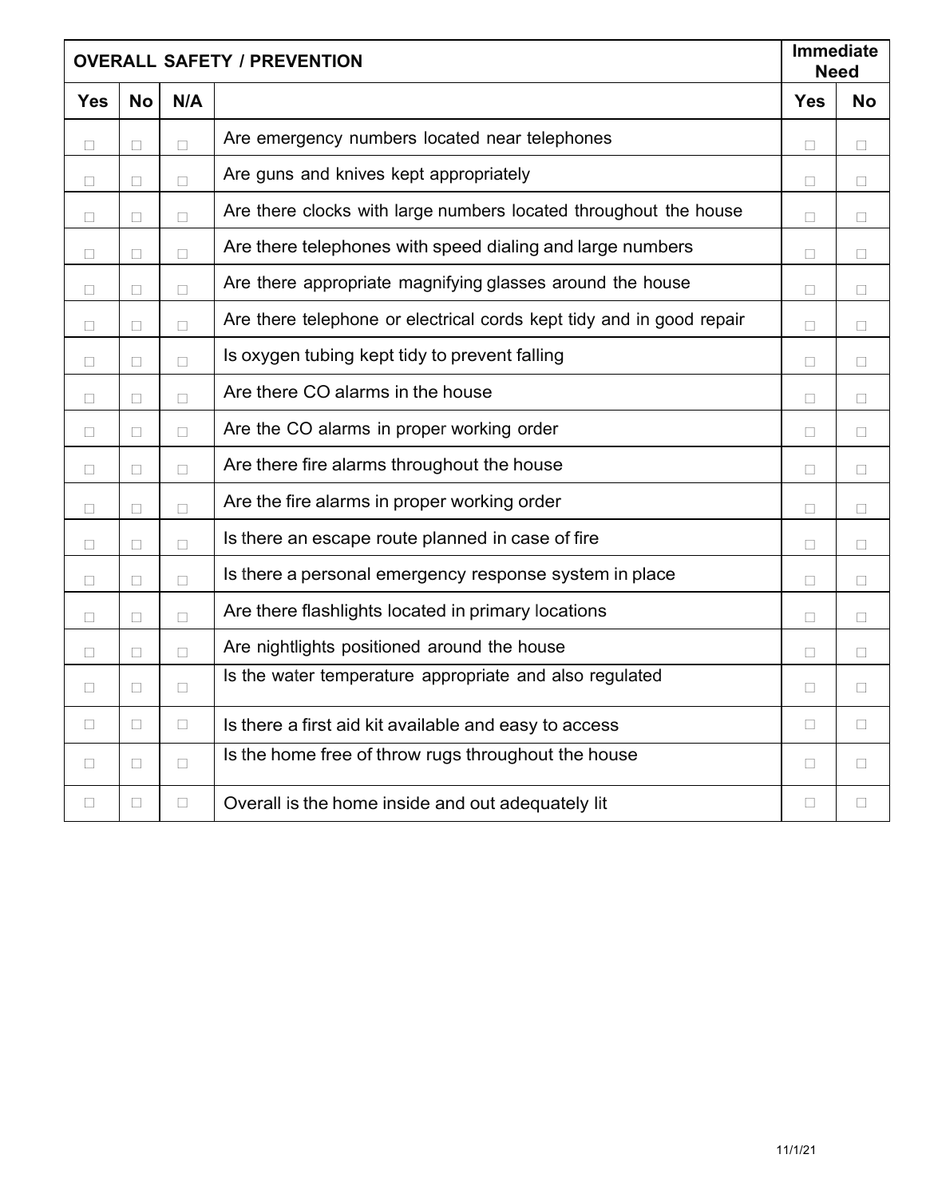| OVERALL SAFETY / PREVENTION | | | | Immediate Need | |
|---|---|---|---|---|---|
| Yes | No | N/A | | Yes | No |
| ☐ | ☐ | ☐ | Are emergency numbers located near telephones | ☐ | ☐ |
| ☐ | ☐ | ☐ | Are guns and knives kept appropriately | ☐ | ☐ |
| ☐ | ☐ | ☐ | Are there clocks with large numbers located throughout the house | ☐ | ☐ |
| ☐ | ☐ | ☐ | Are there telephones with speed dialing and large numbers | ☐ | ☐ |
| ☐ | ☐ | ☐ | Are there appropriate magnifying glasses around the house | ☐ | ☐ |
| ☐ | ☐ | ☐ | Are there telephone or electrical cords kept tidy and in good repair | ☐ | ☐ |
| ☐ | ☐ | ☐ | Is oxygen tubing kept tidy to prevent falling | ☐ | ☐ |
| ☐ | ☐ | ☐ | Are there CO alarms in the house | ☐ | ☐ |
| ☐ | ☐ | ☐ | Are the CO alarms in proper working order | ☐ | ☐ |
| ☐ | ☐ | ☐ | Are there fire alarms throughout the house | ☐ | ☐ |
| ☐ | ☐ | ☐ | Are the fire alarms in proper working order | ☐ | ☐ |
| ☐ | ☐ | ☐ | Is there an escape route planned in case of fire | ☐ | ☐ |
| ☐ | ☐ | ☐ | Is there a personal emergency response system in place | ☐ | ☐ |
| ☐ | ☐ | ☐ | Are there flashlights located in primary locations | ☐ | ☐ |
| ☐ | ☐ | ☐ | Are nightlights positioned around the house | ☐ | ☐ |
| ☐ | ☐ | ☐ | Is the water temperature appropriate and also regulated | ☐ | ☐ |
| ☐ | ☐ | ☐ | Is there a first aid kit available and easy to access | ☐ | ☐ |
| ☐ | ☐ | ☐ | Is the home free of throw rugs throughout the house | ☐ | ☐ |
| ☐ | ☐ | ☐ | Overall is the home inside and out adequately lit | ☐ | ☐ |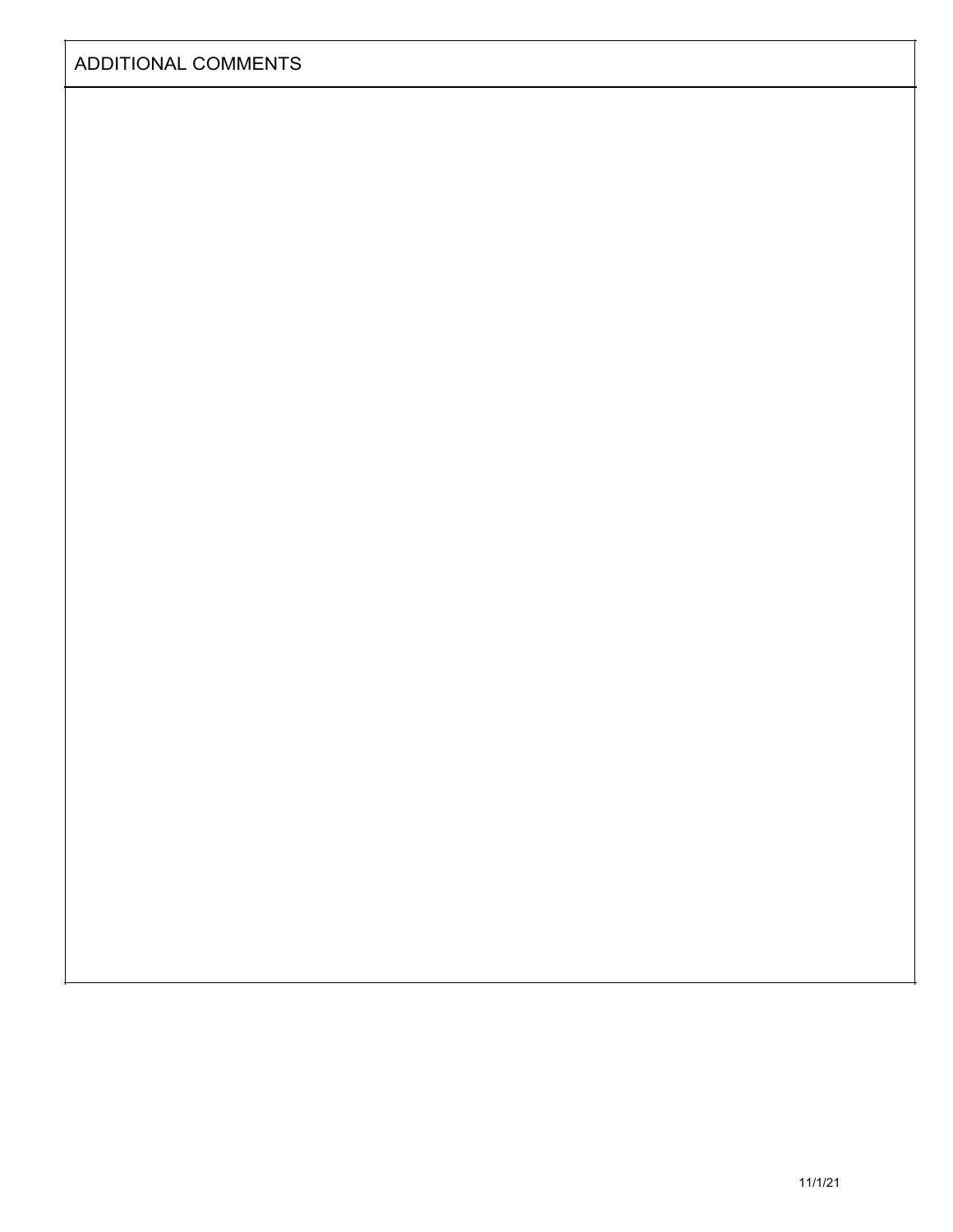## ADDITIONAL COMMENTS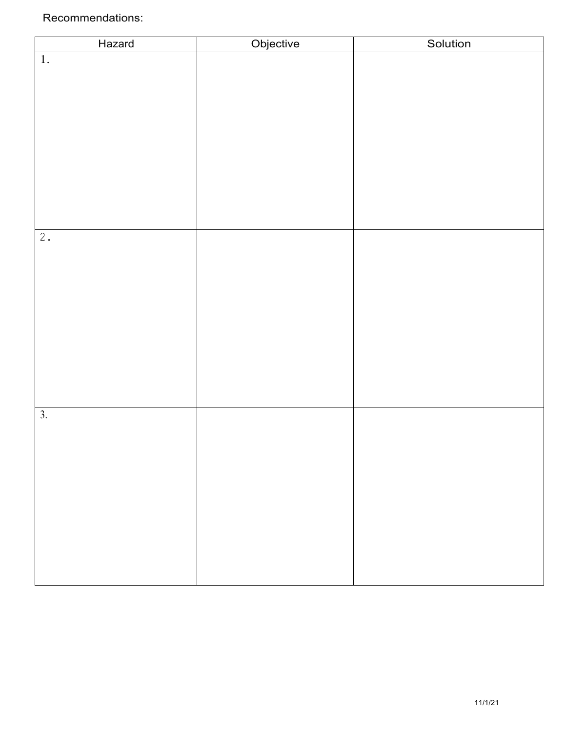Recommendations:

| Hazard | Objective | Solution |
| --- | --- | --- |
| 1. | | |
| 2. | | |
| 3. | | |

11/1/21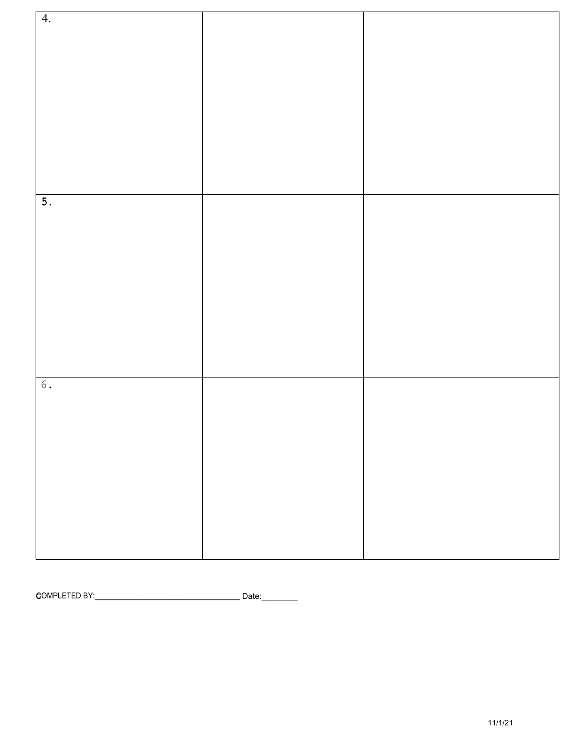| | | |
|---|---|---|
| 4. | | |
| 5. | | |
| 6. | | |

COMPLETED BY:_________________________________ Date:________

11/1/21